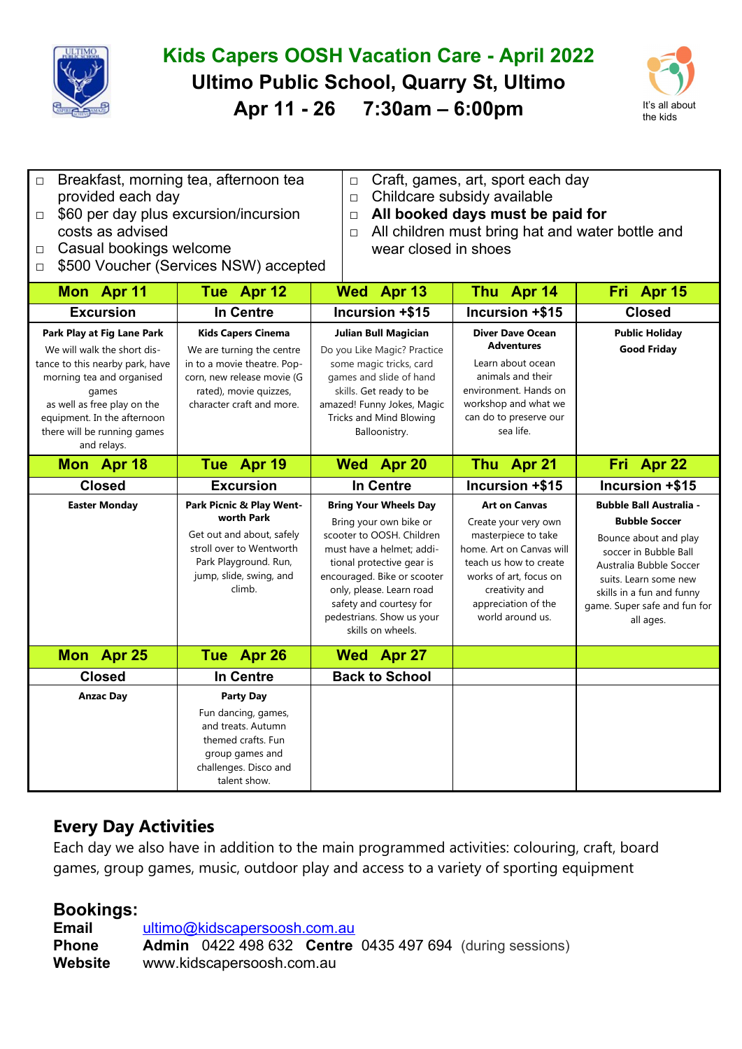# Kids Capers OOSH Vacation Care - April 2022

## Ultimo Public School, Quarry St, Ultimo

## Apr 11 - 26    7:30am – 6:00pm

It's all about the kids

- Breakfast, morning tea, afternoon tea provided each day
- $60 per day plus excursion/incursion costs as advised
- Casual bookings welcome
- $500 Voucher (Services NSW) accepted
- Craft, games, art, sport each day
- Childcare subsidy available
- **All booked days must be paid for**
- All children must bring hat and water bottle and wear closed in shoes

| Mon Apr 11 | Tue Apr 12 | Wed Apr 13 | Thu Apr 14 | Fri Apr 15 |
|---|---|---|---|---|
| **Excursion** | **In Centre** | **Incursion +$15** | **Incursion +$15** | **Closed** |
| **Park Play at Fig Lane Park** We will walk the short distance to this nearby park, have morning tea and organised games as well as free play on the equipment. In the afternoon there will be running games and relays. | **Kids Capers Cinema** We are turning the centre in to a movie theatre. Popcorn, new release movie (G rated), movie quizzes, character craft and more. | **Julian Bull Magician** Do you Like Magic? Practice some magic tricks, card games and slide of hand skills. Get ready to be amazed! Funny Jokes, Magic Tricks and Mind Blowing Balloonistry. | **Diver Dave Ocean Adventures** Learn about ocean animals and their environment. Hands on workshop and what we can do to preserve our sea life. | **Public Holiday Good Friday** |
| **Mon Apr 18** | **Tue Apr 19** | **Wed Apr 20** | **Thu Apr 21** | **Fri Apr 22** |
| **Closed** | **Excursion** | **In Centre** | **Incursion +$15** | **Incursion +$15** |
| **Easter Monday** | **Park Picnic & Play Wentworth Park** Get out and about, safely stroll over to Wentworth Park Playground. Run, jump, slide, swing, and climb. | **Bring Your Wheels Day** Bring your own bike or scooter to OOSH. Children must have a helmet; additional protective gear is encouraged. Bike or scooter only, please. Learn road safety and courtesy for pedestrians. Show us your skills on wheels. | **Art on Canvas** Create your very own masterpiece to take home. Art on Canvas will teach us how to create works of art, focus on creativity and appreciation of the world around us. | **Bubble Ball Australia - Bubble Soccer** Bounce about and play soccer in Bubble Ball Australia Bubble Soccer suits. Learn some new skills in a fun and funny game. Super safe and fun for all ages. |
| **Mon Apr 25** | **Tue Apr 26** | **Wed Apr 27** | | |
| **Closed** | **In Centre** | **Back to School** | | |
| **Anzac Day** | **Party Day** Fun dancing, games, and treats. Autumn themed crafts. Fun group games and challenges. Disco and talent show. | | | |

## Every Day Activities

Each day we also have in addition to the main programmed activities: colouring, craft, board games, group games, music, outdoor play and access to a variety of sporting equipment

## Bookings:

**Email** ultimo@kidscapersoosh.com.au
**Phone** **Admin** 0422 498 632 **Centre** 0435 497 694 (during sessions)
**Website** www.kidscapersoosh.com.au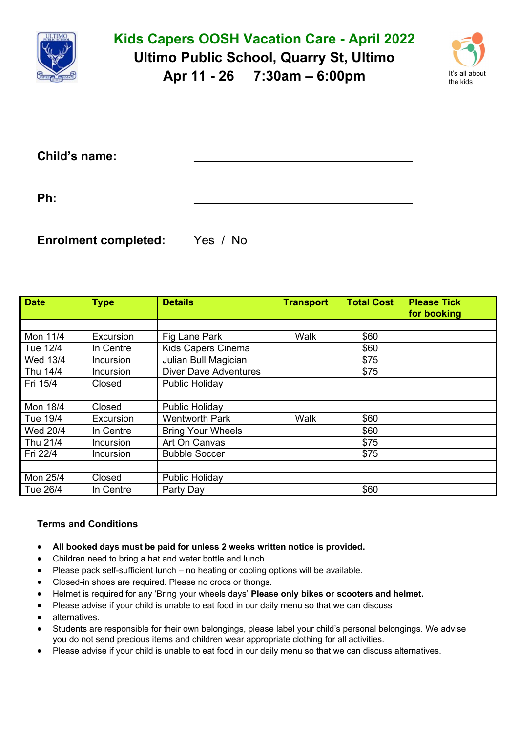# Kids Capers OOSH Vacation Care - April 2022

## Ultimo Public School, Quarry St, Ultimo

## Apr 11 - 26    7:30am – 6:00pm

It's all about the kids

**Child's name:** ______________________________

**Ph:** ______________________________

**Enrolment completed:**    Yes / No

| Date | Type | Details | Transport | Total Cost | Please Tick for booking |
|---|---|---|---|---|---|
| | | | | | |
| Mon 11/4 | Excursion | Fig Lane Park | Walk | $60 | |
| Tue 12/4 | In Centre | Kids Capers Cinema | | $60 | |
| Wed 13/4 | Incursion | Julian Bull Magician | | $75 | |
| Thu 14/4 | Incursion | Diver Dave Adventures | | $75 | |
| Fri 15/4 | Closed | Public Holiday | | | |
| | | | | | |
| Mon 18/4 | Closed | Public Holiday | | | |
| Tue 19/4 | Excursion | Wentworth Park | Walk | $60 | |
| Wed 20/4 | In Centre | Bring Your Wheels | | $60 | |
| Thu 21/4 | Incursion | Art On Canvas | | $75 | |
| Fri 22/4 | Incursion | Bubble Soccer | | $75 | |
| | | | | | |
| Mon 25/4 | Closed | Public Holiday | | | |
| Tue 26/4 | In Centre | Party Day | | $60 | |

**Terms and Conditions**

- **All booked days must be paid for unless 2 weeks written notice is provided.**
- Children need to bring a hat and water bottle and lunch.
- Please pack self-sufficient lunch – no heating or cooling options will be available.
- Closed-in shoes are required. Please no crocs or thongs.
- Helmet is required for any 'Bring your wheels days' **Please only bikes or scooters and helmet.**
- Please advise if your child is unable to eat food in our daily menu so that we can discuss
- alternatives.
- Students are responsible for their own belongings, please label your child's personal belongings. We advise you do not send precious items and children wear appropriate clothing for all activities.
- Please advise if your child is unable to eat food in our daily menu so that we can discuss alternatives.